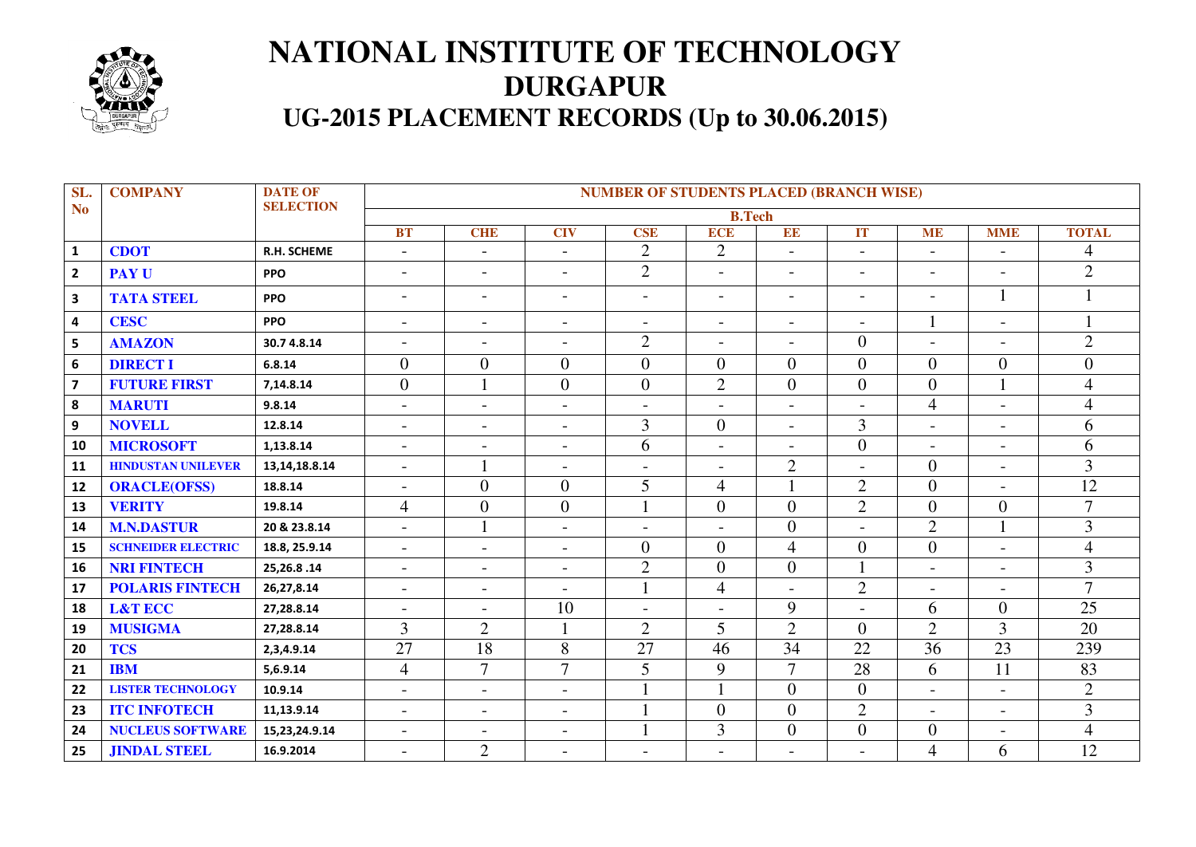# NATIONAL INSTITUTE OF TECHNOLOGY
# DURGAPUR
## UG-2015 PLACEMENT RECORDS (Up to 30.06.2015)

| SL. No | COMPANY | DATE OF SELECTION | NUMBER OF STUDENTS PLACED (BRANCH WISE) | | | | | | | | | |
|---|---|---|---|---|---|---|---|---|---|---|---|---|
| | | | B.Tech | | | | | | | | | |
| | | | BT | CHE | CIV | CSE | ECE | EE | IT | ME | MME | TOTAL |
| 1 | CDOT | R.H. SCHEME | - | - | - | 2 | 2 | - | - | - | - | 4 |
| 2 | PAY U | PPO | - | - | - | 2 | - | - | - | - | - | 2 |
| 3 | TATA STEEL | PPO | - | - | - | - | - | - | - | - | 1 | 1 |
| 4 | CESC | PPO | - | - | - | - | - | - | - | 1 | - | 1 |
| 5 | AMAZON | 30.7 4.8.14 | - | - | - | 2 | - | - | 0 | - | - | 2 |
| 6 | DIRECT I | 6.8.14 | 0 | 0 | 0 | 0 | 0 | 0 | 0 | 0 | 0 | 0 |
| 7 | FUTURE FIRST | 7,14.8.14 | 0 | 1 | 0 | 0 | 2 | 0 | 0 | 0 | 1 | 4 |
| 8 | MARUTI | 9.8.14 | - | - | - | - | - | - | - | 4 | - | 4 |
| 9 | NOVELL | 12.8.14 | - | - | - | 3 | 0 | - | 3 | - | - | 6 |
| 10 | MICROSOFT | 1,13.8.14 | - | - | - | 6 | - | - | 0 | - | - | 6 |
| 11 | HINDUSTAN UNILEVER | 13,14,18.8.14 | - | 1 | - | - | - | 2 | - | 0 | - | 3 |
| 12 | ORACLE(OFSS) | 18.8.14 | - | 0 | 0 | 5 | 4 | 1 | 2 | 0 | - | 12 |
| 13 | VERITY | 19.8.14 | 4 | 0 | 0 | 1 | 0 | 0 | 2 | 0 | 0 | 7 |
| 14 | M.N.DASTUR | 20 & 23.8.14 | - | 1 | - | - | - | 0 | - | 2 | 1 | 3 |
| 15 | SCHNEIDER ELECTRIC | 18.8, 25.9.14 | - | - | - | 0 | 0 | 4 | 0 | 0 | - | 4 |
| 16 | NRI FINTECH | 25,26.8 .14 | - | - | - | 2 | 0 | 0 | 1 | - | - | 3 |
| 17 | POLARIS FINTECH | 26,27,8.14 | - | - | - | 1 | 4 | - | 2 | - | - | 7 |
| 18 | L&T ECC | 27,28.8.14 | - | - | 10 | - | - | 9 | - | 6 | 0 | 25 |
| 19 | MUSIGMA | 27,28.8.14 | 3 | 2 | 1 | 2 | 5 | 2 | 0 | 2 | 3 | 20 |
| 20 | TCS | 2,3,4.9.14 | 27 | 18 | 8 | 27 | 46 | 34 | 22 | 36 | 23 | 239 |
| 21 | IBM | 5,6.9.14 | 4 | 7 | 7 | 5 | 9 | 7 | 28 | 6 | 11 | 83 |
| 22 | LISTER TECHNOLOGY | 10.9.14 | - | - | - | 1 | 1 | 0 | 0 | - | - | 2 |
| 23 | ITC INFOTECH | 11,13.9.14 | - | - | - | 1 | 0 | 0 | 2 | - | - | 3 |
| 24 | NUCLEUS SOFTWARE | 15,23,24.9.14 | - | - | - | 1 | 3 | 0 | 0 | 0 | - | 4 |
| 25 | JINDAL STEEL | 16.9.2014 | - | 2 | - | - | - | - | - | 4 | 6 | 12 |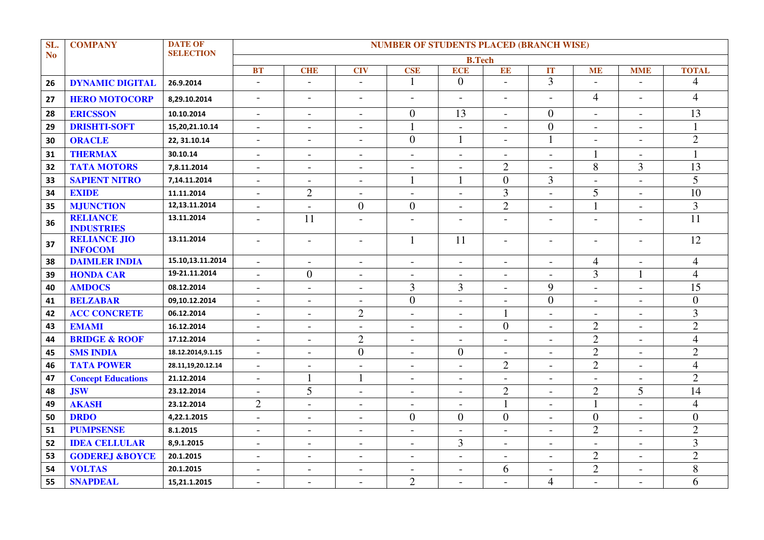| SL. No | COMPANY | DATE OF SELECTION | NUMBER OF STUDENTS PLACED (BRANCH WISE) | | | | | | | | | |
|---|---|---|---|---|---|---|---|---|---|---|---|---|
| | | | B.Tech | | | | | | | | | |
| | | | BT | CHE | CIV | CSE | ECE | EE | IT | ME | MME | TOTAL |
| 26 | DYNAMIC DIGITAL | 26.9.2014 | - | - | - | 1 | 0 | - | 3 | - | - | 4 |
| 27 | HERO MOTOCORP | 8,29.10.2014 | - | - | - | - | - | - | - | 4 | - | 4 |
| 28 | ERICSSON | 10.10.2014 | - | - | - | 0 | 13 | - | 0 | - | - | 13 |
| 29 | DRISHTI-SOFT | 15,20,21.10.14 | - | - | - | 1 | - | - | 0 | - | - | 1 |
| 30 | ORACLE | 22, 31.10.14 | - | - | - | 0 | 1 | - | 1 | - | - | 2 |
| 31 | THERMAX | 30.10.14 | - | - | - | - | - | - | - | 1 | - | 1 |
| 32 | TATA MOTORS | 7,8.11.2014 | - | - | - | - | - | 2 | - | 8 | 3 | 13 |
| 33 | SAPIENT NITRO | 7,14.11.2014 | - | - | - | 1 | 1 | 0 | 3 | - | - | 5 |
| 34 | EXIDE | 11.11.2014 | - | 2 | - | - | - | 3 | - | 5 | - | 10 |
| 35 | MJUNCTION | 12,13.11.2014 | - | - | 0 | 0 | - | 2 | - | 1 | - | 3 |
| 36 | RELIANCE INDUSTRIES | 13.11.2014 | - | 11 | - | - | - | - | - | - | - | 11 |
| 37 | RELIANCE JIO INFOCOM | 13.11.2014 | - | - | - | 1 | 11 | - | - | - | - | 12 |
| 38 | DAIMLER INDIA | 15.10,13.11.2014 | - | - | - | - | - | - | - | 4 | - | 4 |
| 39 | HONDA CAR | 19-21.11.2014 | - | 0 | - | - | - | - | - | 3 | 1 | 4 |
| 40 | AMDOCS | 08.12.2014 | - | - | - | 3 | 3 | - | 9 | - | - | 15 |
| 41 | BELZABAR | 09,10.12.2014 | - | - | - | 0 | - | - | 0 | - | - | 0 |
| 42 | ACC CONCRETE | 06.12.2014 | - | - | 2 | - | - | 1 | - | - | - | 3 |
| 43 | EMAMI | 16.12.2014 | - | - | - | - | - | 0 | - | 2 | - | 2 |
| 44 | BRIDGE & ROOF | 17.12.2014 | - | - | 2 | - | - | - | - | 2 | - | 4 |
| 45 | SMS INDIA | 18.12.2014,9.1.15 | - | - | 0 | - | 0 | - | - | 2 | - | 2 |
| 46 | TATA POWER | 28.11,19,20.12.14 | - | - | - | - | - | 2 | - | 2 | - | 4 |
| 47 | Concept Educations | 21.12.2014 | - | 1 | 1 | - | - | - | - | - | - | 2 |
| 48 | JSW | 23.12.2014 | - | 5 | - | - | - | 2 | - | 2 | 5 | 14 |
| 49 | AKASH | 23.12.2014 | 2 | - | - | - | - | 1 | - | 1 | - | 4 |
| 50 | DRDO | 4,22.1.2015 | - | - | - | 0 | 0 | 0 | - | 0 | - | 0 |
| 51 | PUMPSENSE | 8.1.2015 | - | - | - | - | - | - | - | 2 | - | 2 |
| 52 | IDEA CELLULAR | 8,9.1.2015 | - | - | - | - | 3 | - | - | - | - | 3 |
| 53 | GODEREJ &BOYCE | 20.1.2015 | - | - | - | - | - | - | - | 2 | - | 2 |
| 54 | VOLTAS | 20.1.2015 | - | - | - | - | - | 6 | - | 2 | - | 8 |
| 55 | SNAPDEAL | 15,21.1.2015 | - | - | - | 2 | - | - | 4 | - | - | 6 |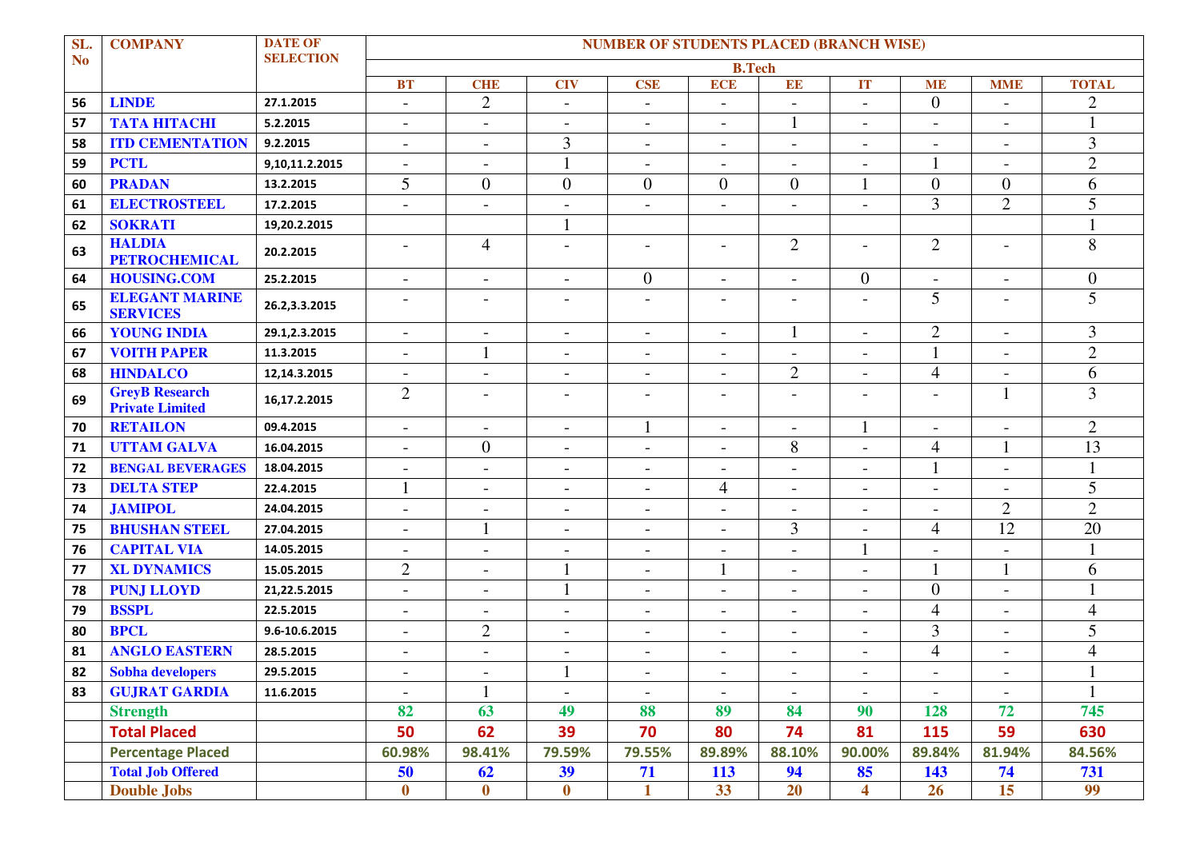| SL. No | COMPANY | DATE OF SELECTION | NUMBER OF STUDENTS PLACED (BRANCH WISE) | | | | | | | | | |
|---|---|---|---|---|---|---|---|---|---|---|---|---|
| | | | B.Tech | | | | | | | | | |
| | | | BT | CHE | CIV | CSE | ECE | EE | IT | ME | MME | TOTAL |
| 56 | LINDE | 27.1.2015 | - | 2 | - | - | - | - | - | 0 | - | 2 |
| 57 | TATA HITACHI | 5.2.2015 | - | - | - | - | - | 1 | - | - | - | 1 |
| 58 | ITD CEMENTATION | 9.2.2015 | - | - | 3 | - | - | - | - | - | - | 3 |
| 59 | PCTL | 9,10,11.2.2015 | - | - | 1 | - | - | - | - | 1 | - | 2 |
| 60 | PRADAN | 13.2.2015 | 5 | 0 | 0 | 0 | 0 | 0 | 1 | 0 | 0 | 6 |
| 61 | ELECTROSTEEL | 17.2.2015 | - | - | - | - | - | - | - | 3 | 2 | 5 |
| 62 | SOKRATI | 19,20.2.2015 | | | 1 | | | | | | | 1 |
| 63 | HALDIA PETROCHEMICAL | 20.2.2015 | - | 4 | - | - | - | 2 | - | 2 | - | 8 |
| 64 | HOUSING.COM | 25.2.2015 | - | - | - | 0 | - | - | 0 | - | - | 0 |
| 65 | ELEGANT MARINE SERVICES | 26.2,3.3.2015 | - | - | - | - | - | - | - | 5 | - | 5 |
| 66 | YOUNG INDIA | 29.1,2.3.2015 | - | - | - | - | - | 1 | - | 2 | - | 3 |
| 67 | VOITH PAPER | 11.3.2015 | - | 1 | - | - | - | - | - | 1 | - | 2 |
| 68 | HINDALCO | 12,14.3.2015 | - | - | - | - | - | 2 | - | 4 | - | 6 |
| 69 | GreyB Research Private Limited | 16,17.2.2015 | 2 | - | - | - | - | - | - | - | 1 | 3 |
| 70 | RETAILON | 09.4.2015 | - | - | - | 1 | - | - | 1 | - | - | 2 |
| 71 | UTTAM GALVA | 16.04.2015 | - | 0 | - | - | - | 8 | - | 4 | 1 | 13 |
| 72 | BENGAL BEVERAGES | 18.04.2015 | - | - | - | - | - | - | - | 1 | - | 1 |
| 73 | DELTA STEP | 22.4.2015 | 1 | - | - | - | 4 | - | - | - | - | 5 |
| 74 | JAMIPOL | 24.04.2015 | - | - | - | - | - | - | - | - | 2 | 2 |
| 75 | BHUSHAN STEEL | 27.04.2015 | - | 1 | - | - | - | 3 | - | 4 | 12 | 20 |
| 76 | CAPITAL VIA | 14.05.2015 | - | - | - | - | - | - | 1 | - | - | 1 |
| 77 | XL DYNAMICS | 15.05.2015 | 2 | - | 1 | - | 1 | - | - | 1 | 1 | 6 |
| 78 | PUNJ LLOYD | 21,22.5.2015 | - | - | 1 | - | - | - | - | 0 | - | 1 |
| 79 | BSSPL | 22.5.2015 | - | - | - | - | - | - | - | 4 | - | 4 |
| 80 | BPCL | 9.6-10.6.2015 | - | 2 | - | - | - | - | - | 3 | - | 5 |
| 81 | ANGLO EASTERN | 28.5.2015 | - | - | - | - | - | - | - | 4 | - | 4 |
| 82 | Sobha developers | 29.5.2015 | - | - | 1 | - | - | - | - | - | - | 1 |
| 83 | GUJRAT GARDIA | 11.6.2015 | - | 1 | - | - | - | - | - | - | - | 1 |
| | Strength | | 82 | 63 | 49 | 88 | 89 | 84 | 90 | 128 | 72 | 745 |
| | Total Placed | | 50 | 62 | 39 | 70 | 80 | 74 | 81 | 115 | 59 | 630 |
| | Percentage Placed | | 60.98% | 98.41% | 79.59% | 79.55% | 89.89% | 88.10% | 90.00% | 89.84% | 81.94% | 84.56% |
| | Total Job Offered | | 50 | 62 | 39 | 71 | 113 | 94 | 85 | 143 | 74 | 731 |
| | Double Jobs | | 0 | 0 | 0 | 1 | 33 | 20 | 4 | 26 | 15 | 99 |